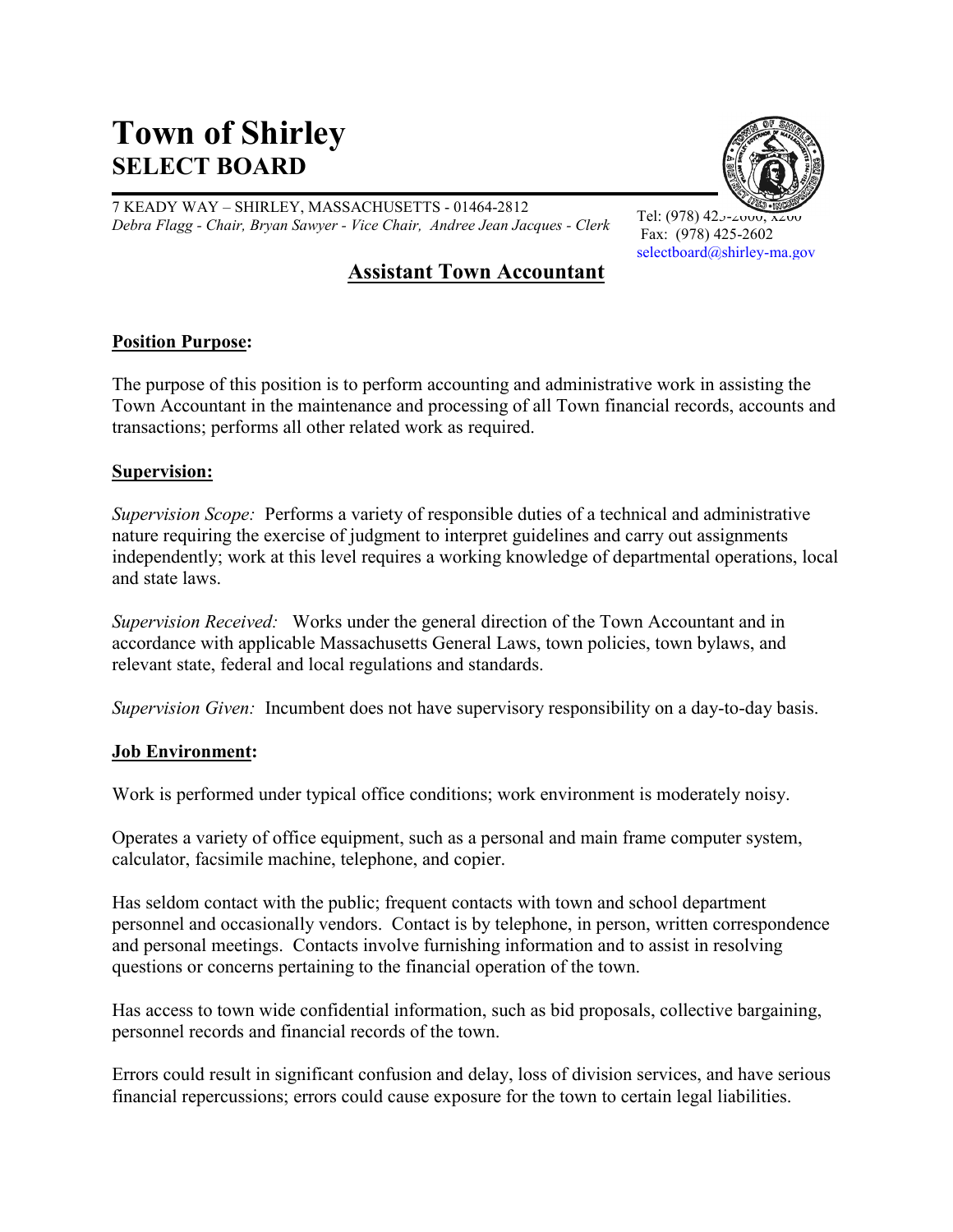# Town of Shirley
## SELECT BOARD

7 KEADY WAY – SHIRLEY, MASSACHUSETTS - 01464-2812
*Debra Flagg - Chair, Bryan Sawyer - Vice Chair, Andree Jean Jacques - Clerk*

Tel: (978) 425-2600, x200
Fax: (978) 425-2602
selectboard@shirley-ma.gov

## Assistant Town Accountant

**Position Purpose:**

The purpose of this position is to perform accounting and administrative work in assisting the Town Accountant in the maintenance and processing of all Town financial records, accounts and transactions; performs all other related work as required.

**Supervision:**

*Supervision Scope:* Performs a variety of responsible duties of a technical and administrative nature requiring the exercise of judgment to interpret guidelines and carry out assignments independently; work at this level requires a working knowledge of departmental operations, local and state laws.

*Supervision Received:* Works under the general direction of the Town Accountant and in accordance with applicable Massachusetts General Laws, town policies, town bylaws, and relevant state, federal and local regulations and standards.

*Supervision Given:* Incumbent does not have supervisory responsibility on a day-to-day basis.

**Job Environment:**

Work is performed under typical office conditions; work environment is moderately noisy.

Operates a variety of office equipment, such as a personal and main frame computer system, calculator, facsimile machine, telephone, and copier.

Has seldom contact with the public; frequent contacts with town and school department personnel and occasionally vendors. Contact is by telephone, in person, written correspondence and personal meetings. Contacts involve furnishing information and to assist in resolving questions or concerns pertaining to the financial operation of the town.

Has access to town wide confidential information, such as bid proposals, collective bargaining, personnel records and financial records of the town.

Errors could result in significant confusion and delay, loss of division services, and have serious financial repercussions; errors could cause exposure for the town to certain legal liabilities.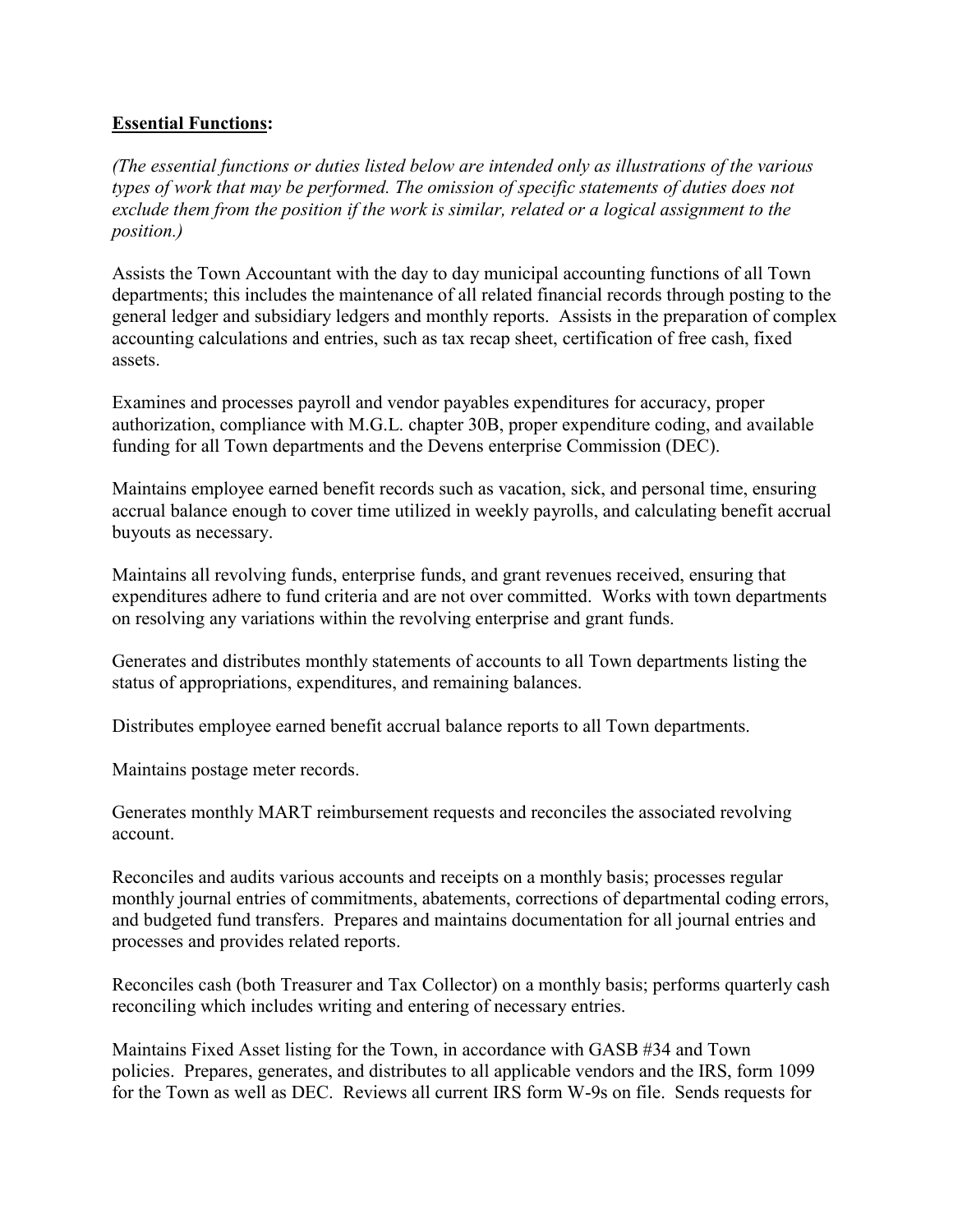**Essential Functions:**

*(The essential functions or duties listed below are intended only as illustrations of the various types of work that may be performed. The omission of specific statements of duties does not exclude them from the position if the work is similar, related or a logical assignment to the position.)*

Assists the Town Accountant with the day to day municipal accounting functions of all Town departments; this includes the maintenance of all related financial records through posting to the general ledger and subsidiary ledgers and monthly reports. Assists in the preparation of complex accounting calculations and entries, such as tax recap sheet, certification of free cash, fixed assets.

Examines and processes payroll and vendor payables expenditures for accuracy, proper authorization, compliance with M.G.L. chapter 30B, proper expenditure coding, and available funding for all Town departments and the Devens enterprise Commission (DEC).

Maintains employee earned benefit records such as vacation, sick, and personal time, ensuring accrual balance enough to cover time utilized in weekly payrolls, and calculating benefit accrual buyouts as necessary.

Maintains all revolving funds, enterprise funds, and grant revenues received, ensuring that expenditures adhere to fund criteria and are not over committed. Works with town departments on resolving any variations within the revolving enterprise and grant funds.

Generates and distributes monthly statements of accounts to all Town departments listing the status of appropriations, expenditures, and remaining balances.

Distributes employee earned benefit accrual balance reports to all Town departments.

Maintains postage meter records.

Generates monthly MART reimbursement requests and reconciles the associated revolving account.

Reconciles and audits various accounts and receipts on a monthly basis; processes regular monthly journal entries of commitments, abatements, corrections of departmental coding errors, and budgeted fund transfers. Prepares and maintains documentation for all journal entries and processes and provides related reports.

Reconciles cash (both Treasurer and Tax Collector) on a monthly basis; performs quarterly cash reconciling which includes writing and entering of necessary entries.

Maintains Fixed Asset listing for the Town, in accordance with GASB #34 and Town policies. Prepares, generates, and distributes to all applicable vendors and the IRS, form 1099 for the Town as well as DEC. Reviews all current IRS form W-9s on file. Sends requests for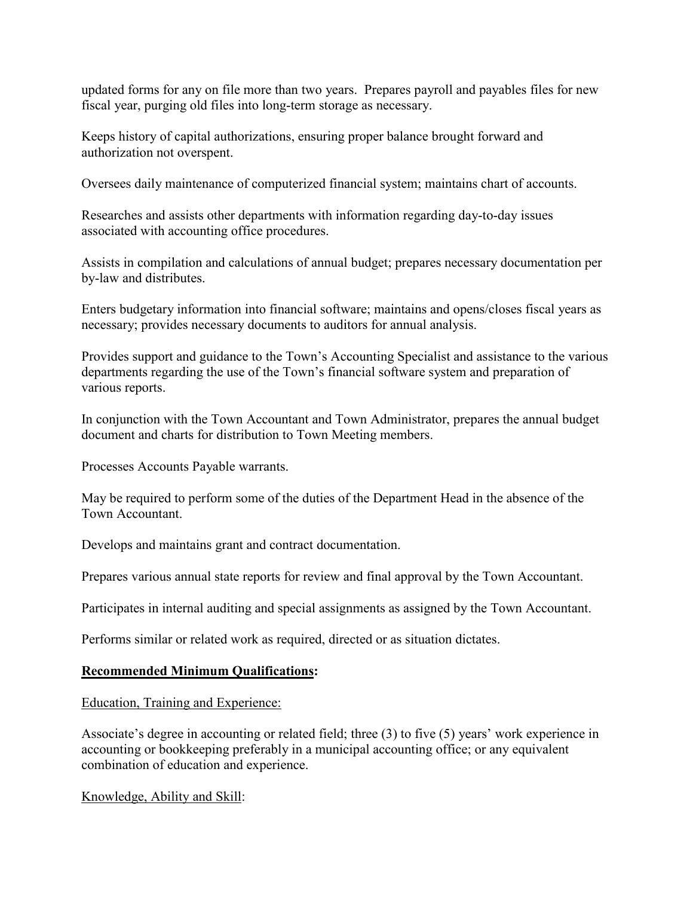updated forms for any on file more than two years. Prepares payroll and payables files for new fiscal year, purging old files into long-term storage as necessary.

Keeps history of capital authorizations, ensuring proper balance brought forward and authorization not overspent.

Oversees daily maintenance of computerized financial system; maintains chart of accounts.

Researches and assists other departments with information regarding day-to-day issues associated with accounting office procedures.

Assists in compilation and calculations of annual budget; prepares necessary documentation per by-law and distributes.

Enters budgetary information into financial software; maintains and opens/closes fiscal years as necessary; provides necessary documents to auditors for annual analysis.

Provides support and guidance to the Town's Accounting Specialist and assistance to the various departments regarding the use of the Town's financial software system and preparation of various reports.

In conjunction with the Town Accountant and Town Administrator, prepares the annual budget document and charts for distribution to Town Meeting members.

Processes Accounts Payable warrants.

May be required to perform some of the duties of the Department Head in the absence of the Town Accountant.

Develops and maintains grant and contract documentation.

Prepares various annual state reports for review and final approval by the Town Accountant.

Participates in internal auditing and special assignments as assigned by the Town Accountant.

Performs similar or related work as required, directed or as situation dictates.

## Recommended Minimum Qualifications:

Education, Training and Experience:

Associate's degree in accounting or related field; three (3) to five (5) years' work experience in accounting or bookkeeping preferably in a municipal accounting office; or any equivalent combination of education and experience.

Knowledge, Ability and Skill: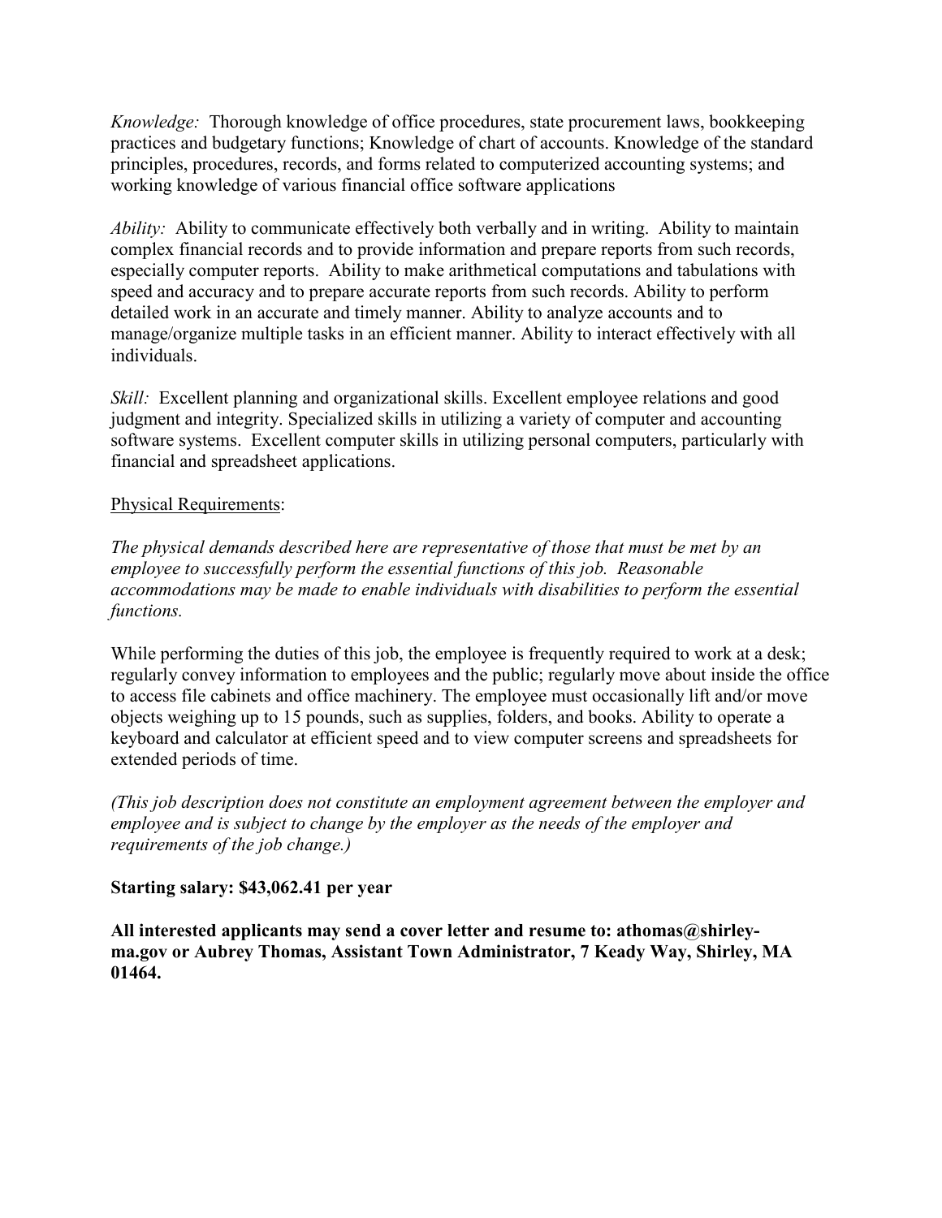*Knowledge:* Thorough knowledge of office procedures, state procurement laws, bookkeeping practices and budgetary functions; Knowledge of chart of accounts. Knowledge of the standard principles, procedures, records, and forms related to computerized accounting systems; and working knowledge of various financial office software applications

*Ability:* Ability to communicate effectively both verbally and in writing. Ability to maintain complex financial records and to provide information and prepare reports from such records, especially computer reports. Ability to make arithmetical computations and tabulations with speed and accuracy and to prepare accurate reports from such records. Ability to perform detailed work in an accurate and timely manner. Ability to analyze accounts and to manage/organize multiple tasks in an efficient manner. Ability to interact effectively with all individuals.

*Skill:* Excellent planning and organizational skills. Excellent employee relations and good judgment and integrity. Specialized skills in utilizing a variety of computer and accounting software systems. Excellent computer skills in utilizing personal computers, particularly with financial and spreadsheet applications.

Physical Requirements:

*The physical demands described here are representative of those that must be met by an employee to successfully perform the essential functions of this job. Reasonable accommodations may be made to enable individuals with disabilities to perform the essential functions.*

While performing the duties of this job, the employee is frequently required to work at a desk; regularly convey information to employees and the public; regularly move about inside the office to access file cabinets and office machinery. The employee must occasionally lift and/or move objects weighing up to 15 pounds, such as supplies, folders, and books. Ability to operate a keyboard and calculator at efficient speed and to view computer screens and spreadsheets for extended periods of time.

*(This job description does not constitute an employment agreement between the employer and employee and is subject to change by the employer as the needs of the employer and requirements of the job change.)*

**Starting salary: $43,062.41 per year**

**All interested applicants may send a cover letter and resume to: athomas@shirley-ma.gov or Aubrey Thomas, Assistant Town Administrator, 7 Keady Way, Shirley, MA 01464.**